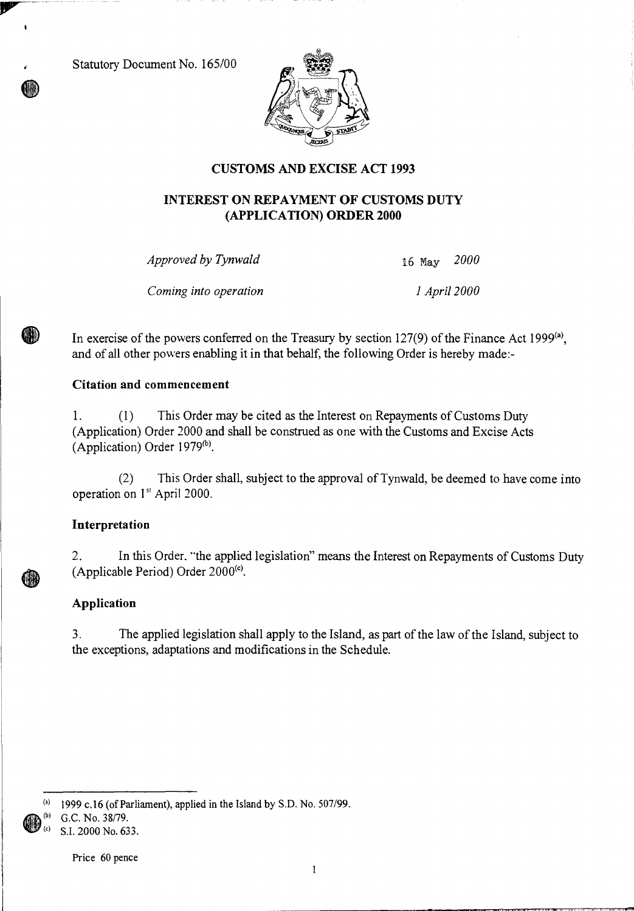Statutory Document No. 165/00

# CUSTOMS AND EXCISE ACT 1993

## INTEREST ON REPAYMENT OF CUSTOMS DUTY (APPLICATION) ORDER 2000

*Approved by Tynwald* 16 May *2000*

*Coming into operation* *1 April 2000*

In exercise of the powers conferred on the Treasury by section 127(9) of the Finance Act 1999[(a)], and of all other powers enabling it in that behalf, the following Order is hereby made:-

### Citation and commencement

1. (1) This Order may be cited as the Interest on Repayments of Customs Duty (Application) Order 2000 and shall be construed as one with the Customs and Excise Acts (Application) Order 1979[(b)].

(2) This Order shall, subject to the approval of Tynwald, be deemed to have come into operation on 1st April 2000.

### Interpretation

2. In this Order, "the applied legislation" means the Interest on Repayments of Customs Duty (Applicable Period) Order 2000[(c)].

### Application

3. The applied legislation shall apply to the Island, as part of the law of the Island, subject to the exceptions, adaptations and modifications in the Schedule.

---

(a) 1999 c.16 (of Parliament), applied in the Island by S.D. No. 507/99.

(b) G.C. No. 38/79.

(c) S.I. 2000 No. 633.

Price 60 pence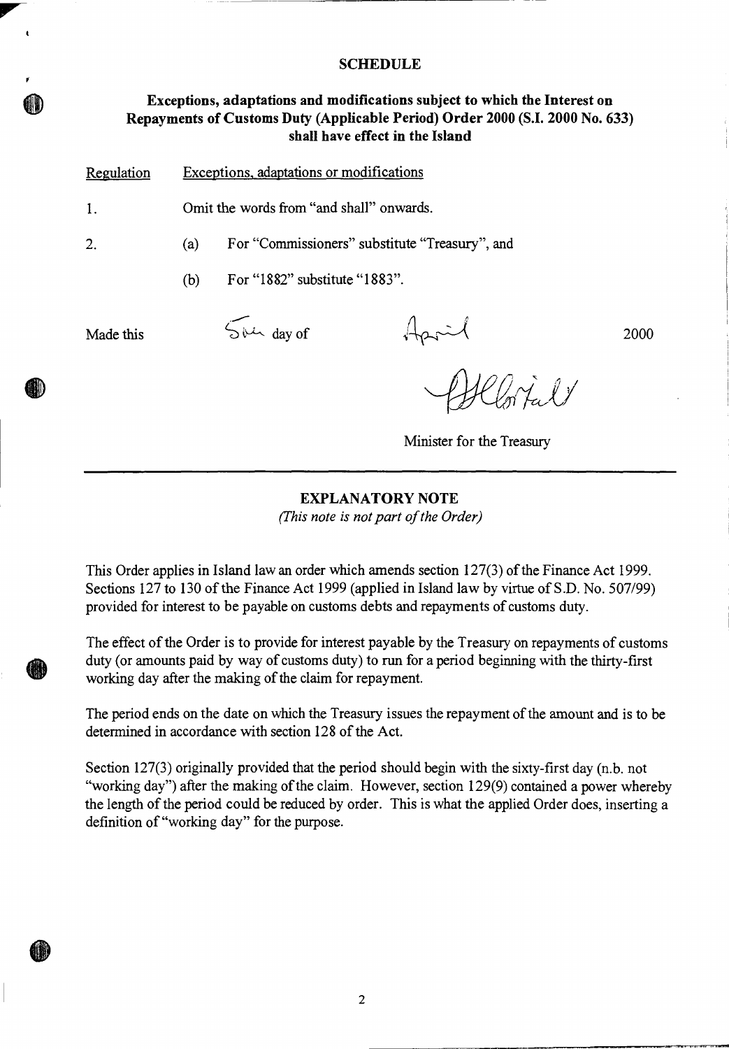## SCHEDULE

### Exceptions, adaptations and modifications subject to which the Interest on Repayments of Customs Duty (Applicable Period) Order 2000 (S.I. 2000 No. 633) shall have effect in the Island

| Regulation | Exceptions, adaptations or modifications |
|---|---|
| 1. | Omit the words from "and shall" onwards. |
| 2. | (a) For "Commissioners" substitute "Treasury", and |
| | (b) For "1882" substitute "1883". |

Made this 5th day of April 2000

Minister for the Treasury

---

## EXPLANATORY NOTE

*(This note is not part of the Order)*

This Order applies in Island law an order which amends section 127(3) of the Finance Act 1999. Sections 127 to 130 of the Finance Act 1999 (applied in Island law by virtue of S.D. No. 507/99) provided for interest to be payable on customs debts and repayments of customs duty.

The effect of the Order is to provide for interest payable by the Treasury on repayments of customs duty (or amounts paid by way of customs duty) to run for a period beginning with the thirty-first working day after the making of the claim for repayment.

The period ends on the date on which the Treasury issues the repayment of the amount and is to be determined in accordance with section 128 of the Act.

Section 127(3) originally provided that the period should begin with the sixty-first day (n.b. not "working day") after the making of the claim. However, section 129(9) contained a power whereby the length of the period could be reduced by order. This is what the applied Order does, inserting a definition of "working day" for the purpose.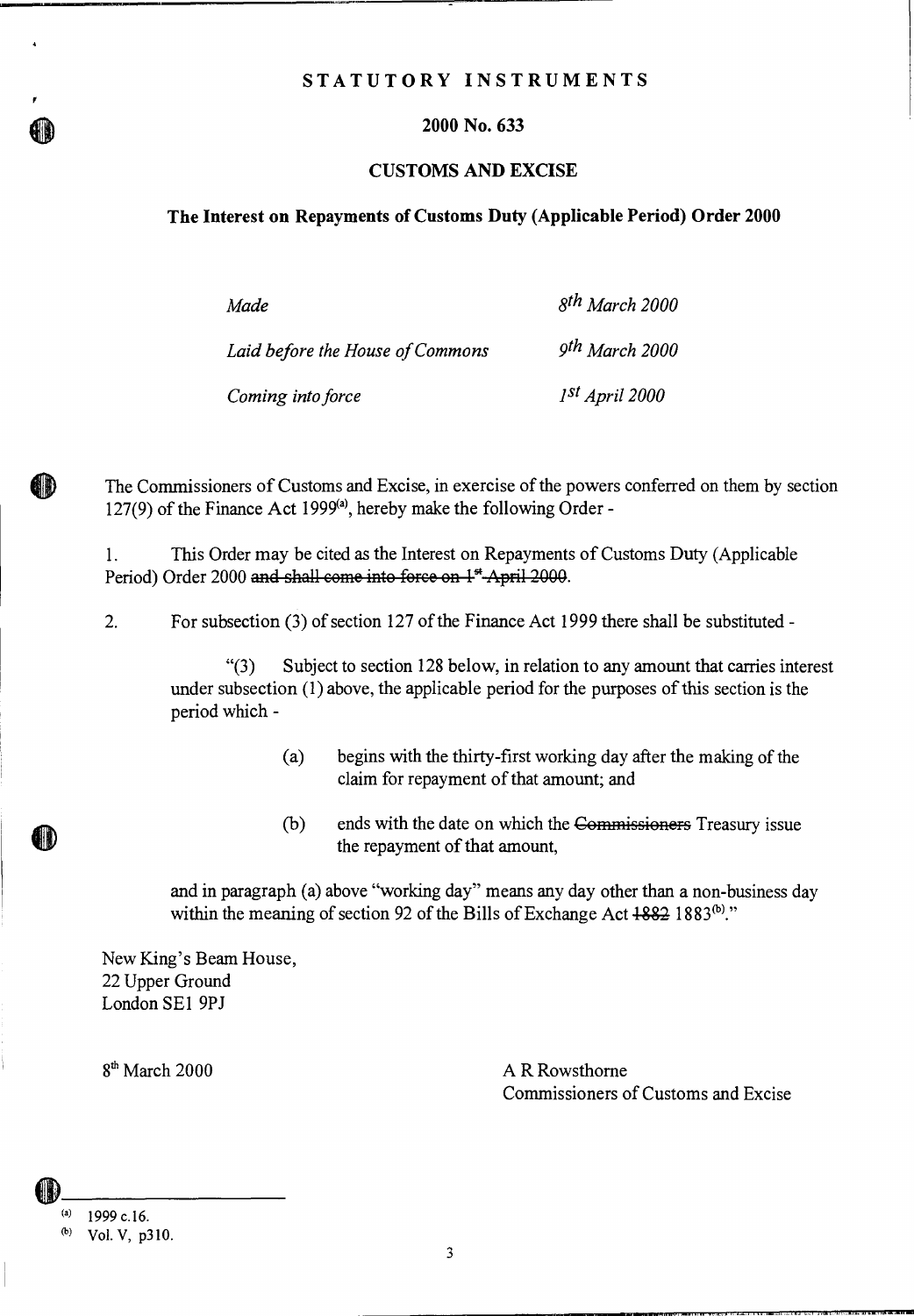# STATUTORY INSTRUMENTS

## 2000 No. 633

## CUSTOMS AND EXCISE

### The Interest on Repayments of Customs Duty (Applicable Period) Order 2000

| | |
|---|---|
| *Made* | *8th March 2000* |
| *Laid before the House of Commons* | *9th March 2000* |
| *Coming into force* | *1st April 2000* |

The Commissioners of Customs and Excise, in exercise of the powers conferred on them by section 127(9) of the Finance Act 1999[(a)], hereby make the following Order -

1. This Order may be cited as the Interest on Repayments of Customs Duty (Applicable Period) Order 2000 ~~and shall come into force on 1st April 2000~~.

2. For subsection (3) of section 127 of the Finance Act 1999 there shall be substituted -

"(3) Subject to section 128 below, in relation to any amount that carries interest under subsection (1) above, the applicable period for the purposes of this section is the period which -

(a) begins with the thirty-first working day after the making of the claim for repayment of that amount; and

(b) ends with the date on which the ~~Commissioners~~ Treasury issue the repayment of that amount,

and in paragraph (a) above "working day" means any day other than a non-business day within the meaning of section 92 of the Bills of Exchange Act ~~1882~~ 1883[(b)]."

New King's Beam House,
22 Upper Ground
London SE1 9PJ

8th March 2000

A R Rowsthorne
Commissioners of Customs and Excise

---

(a) 1999 c.16.

(b) Vol. V, p310.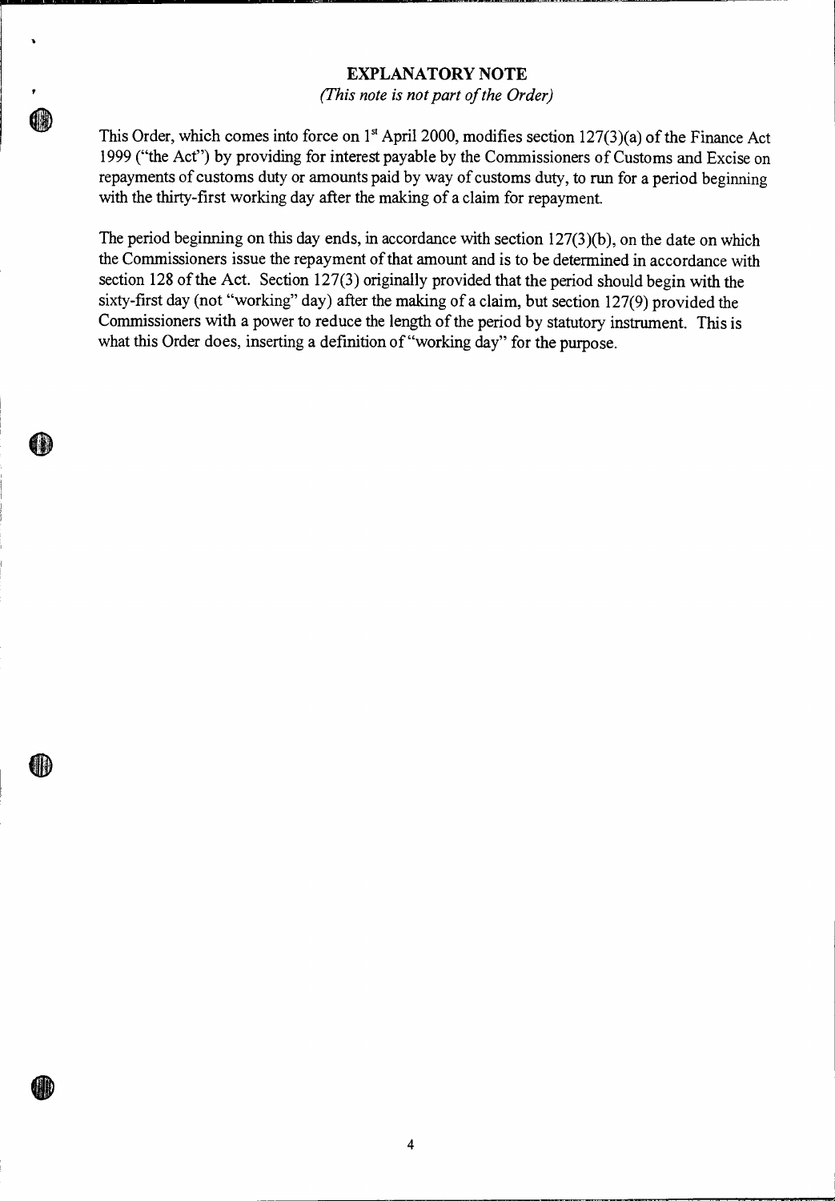## EXPLANATORY NOTE

*(This note is not part of the Order)*

This Order, which comes into force on 1st April 2000, modifies section 127(3)(a) of the Finance Act 1999 ("the Act") by providing for interest payable by the Commissioners of Customs and Excise on repayments of customs duty or amounts paid by way of customs duty, to run for a period beginning with the thirty-first working day after the making of a claim for repayment.

The period beginning on this day ends, in accordance with section 127(3)(b), on the date on which the Commissioners issue the repayment of that amount and is to be determined in accordance with section 128 of the Act. Section 127(3) originally provided that the period should begin with the sixty-first day (not "working" day) after the making of a claim, but section 127(9) provided the Commissioners with a power to reduce the length of the period by statutory instrument. This is what this Order does, inserting a definition of "working day" for the purpose.